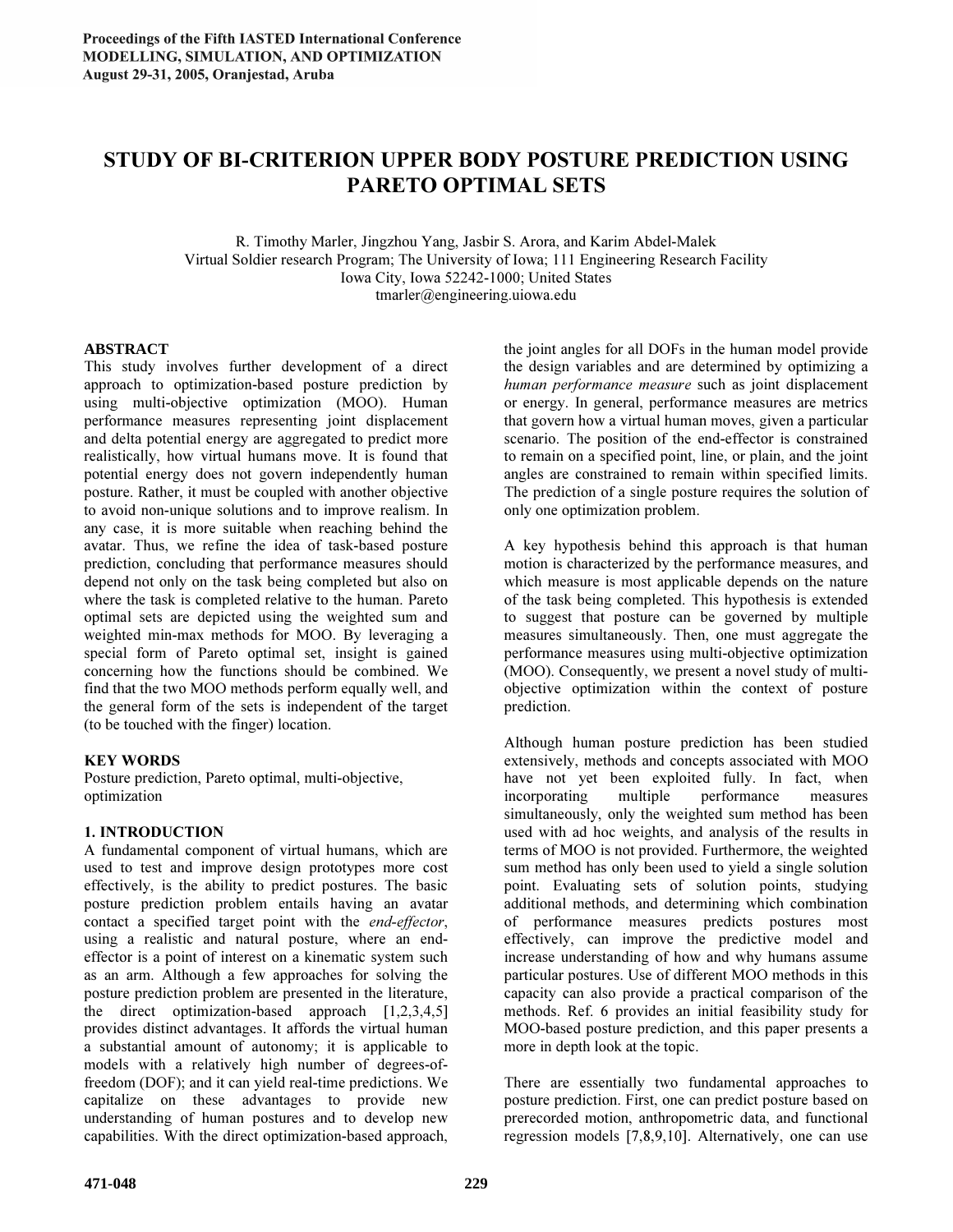Proceedings of the Fifth IASTED International Conference
MODELLING, SIMULATION, AND OPTIMIZATION
August 29-31, 2005, Oranjestad, Aruba

# STUDY OF BI-CRITERION UPPER BODY POSTURE PREDICTION USING PARETO OPTIMAL SETS

R. Timothy Marler, Jingzhou Yang, Jasbir S. Arora, and Karim Abdel-Malek
Virtual Soldier research Program; The University of Iowa; 111 Engineering Research Facility
Iowa City, Iowa 52242-1000; United States
tmarler@engineering.uiowa.edu

## ABSTRACT

This study involves further development of a direct approach to optimization-based posture prediction by using multi-objective optimization (MOO). Human performance measures representing joint displacement and delta potential energy are aggregated to predict more realistically, how virtual humans move. It is found that potential energy does not govern independently human posture. Rather, it must be coupled with another objective to avoid non-unique solutions and to improve realism. In any case, it is more suitable when reaching behind the avatar. Thus, we refine the idea of task-based posture prediction, concluding that performance measures should depend not only on the task being completed but also on where the task is completed relative to the human. Pareto optimal sets are depicted using the weighted sum and weighted min-max methods for MOO. By leveraging a special form of Pareto optimal set, insight is gained concerning how the functions should be combined. We find that the two MOO methods perform equally well, and the general form of the sets is independent of the target (to be touched with the finger) location.

## KEY WORDS

Posture prediction, Pareto optimal, multi-objective, optimization

## 1. INTRODUCTION

A fundamental component of virtual humans, which are used to test and improve design prototypes more cost effectively, is the ability to predict postures. The basic posture prediction problem entails having an avatar contact a specified target point with the *end-effector*, using a realistic and natural posture, where an end-effector is a point of interest on a kinematic system such as an arm. Although a few approaches for solving the posture prediction problem are presented in the literature, the direct optimization-based approach [1,2,3,4,5] provides distinct advantages. It affords the virtual human a substantial amount of autonomy; it is applicable to models with a relatively high number of degrees-of-freedom (DOF); and it can yield real-time predictions. We capitalize on these advantages to provide new understanding of human postures and to develop new capabilities. With the direct optimization-based approach, the joint angles for all DOFs in the human model provide the design variables and are determined by optimizing a *human performance measure* such as joint displacement or energy. In general, performance measures are metrics that govern how a virtual human moves, given a particular scenario. The position of the end-effector is constrained to remain on a specified point, line, or plain, and the joint angles are constrained to remain within specified limits. The prediction of a single posture requires the solution of only one optimization problem.

A key hypothesis behind this approach is that human motion is characterized by the performance measures, and which measure is most applicable depends on the nature of the task being completed. This hypothesis is extended to suggest that posture can be governed by multiple measures simultaneously. Then, one must aggregate the performance measures using multi-objective optimization (MOO). Consequently, we present a novel study of multi-objective optimization within the context of posture prediction.

Although human posture prediction has been studied extensively, methods and concepts associated with MOO have not yet been exploited fully. In fact, when incorporating multiple performance measures simultaneously, only the weighted sum method has been used with ad hoc weights, and analysis of the results in terms of MOO is not provided. Furthermore, the weighted sum method has only been used to yield a single solution point. Evaluating sets of solution points, studying additional methods, and determining which combination of performance measures predicts postures most effectively, can improve the predictive model and increase understanding of how and why humans assume particular postures. Use of different MOO methods in this capacity can also provide a practical comparison of the methods. Ref. 6 provides an initial feasibility study for MOO-based posture prediction, and this paper presents a more in depth look at the topic.

There are essentially two fundamental approaches to posture prediction. First, one can predict posture based on prerecorded motion, anthropometric data, and functional regression models [7,8,9,10]. Alternatively, one can use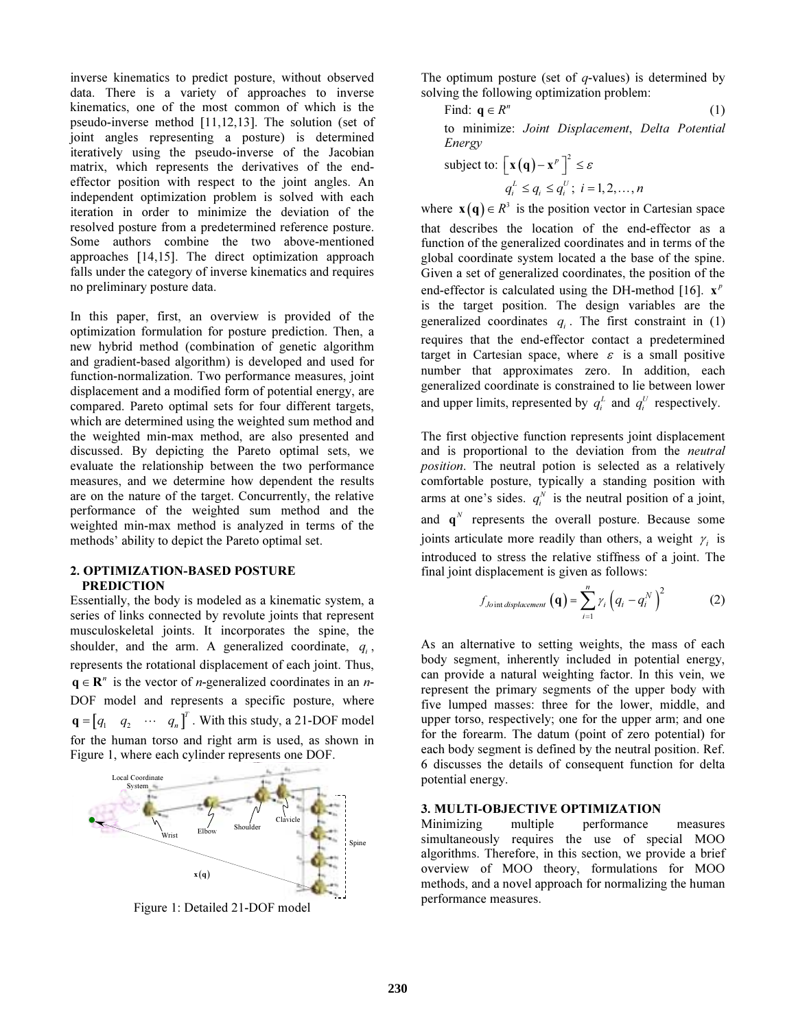inverse kinematics to predict posture, without observed data. There is a variety of approaches to inverse kinematics, one of the most common of which is the pseudo-inverse method [11,12,13]. The solution (set of joint angles representing a posture) is determined iteratively using the pseudo-inverse of the Jacobian matrix, which represents the derivatives of the end-effector position with respect to the joint angles. An independent optimization problem is solved with each iteration in order to minimize the deviation of the resolved posture from a predetermined reference posture. Some authors combine the two above-mentioned approaches [14,15]. The direct optimization approach falls under the category of inverse kinematics and requires no preliminary posture data.

In this paper, first, an overview is provided of the optimization formulation for posture prediction. Then, a new hybrid method (combination of genetic algorithm and gradient-based algorithm) is developed and used for function-normalization. Two performance measures, joint displacement and a modified form of potential energy, are compared. Pareto optimal sets for four different targets, which are determined using the weighted sum method and the weighted min-max method, are also presented and discussed. By depicting the Pareto optimal sets, we evaluate the relationship between the two performance measures, and we determine how dependent the results are on the nature of the target. Concurrently, the relative performance of the weighted sum method and the weighted min-max method is analyzed in terms of the methods' ability to depict the Pareto optimal set.

## 2. OPTIMIZATION-BASED POSTURE PREDICTION

Essentially, the body is modeled as a kinematic system, a series of links connected by revolute joints that represent musculoskeletal joints. It incorporates the spine, the shoulder, and the arm. A generalized coordinate, $q_i$, represents the rotational displacement of each joint. Thus, $\mathbf{q} \in \mathbf{R}^n$ is the vector of $n$-generalized coordinates in an $n$-DOF model and represents a specific posture, where $\mathbf{q} = \begin{bmatrix} q_1 & q_2 & \cdots & q_n \end{bmatrix}^T$. With this study, a 21-DOF model for the human torso and right arm is used, as shown in Figure 1, where each cylinder represents one DOF.

Figure 1: Detailed 21-DOF model

The optimum posture (set of $q$-values) is determined by solving the following optimization problem:

Find: $\mathbf{q} \in R^n$ (1)

to minimize: *Joint Displacement*, *Delta Potential Energy*

subject to: $\left[ \mathbf{x}(\mathbf{q}) - \mathbf{x}^p \right]^2 \leq \varepsilon$

$q_i^L \leq q_i \leq q_i^U$; $i = 1, 2, \ldots, n$

where $\mathbf{x}(\mathbf{q}) \in R^3$ is the position vector in Cartesian space that describes the location of the end-effector as a function of the generalized coordinates and in terms of the global coordinate system located a the base of the spine. Given a set of generalized coordinates, the position of the end-effector is calculated using the DH-method [16]. $\mathbf{x}^p$ is the target position. The design variables are the generalized coordinates $q_i$. The first constraint in (1) requires that the end-effector contact a predetermined target in Cartesian space, where $\varepsilon$ is a small positive number that approximates zero. In addition, each generalized coordinate is constrained to lie between lower and upper limits, represented by $q_i^L$ and $q_i^U$ respectively.

The first objective function represents joint displacement and is proportional to the deviation from the *neutral position*. The neutral potion is selected as a relatively comfortable posture, typically a standing position with arms at one's sides. $q_i^N$ is the neutral position of a joint, and $\mathbf{q}^N$ represents the overall posture. Because some joints articulate more readily than others, a weight $\gamma_i$ is introduced to stress the relative stiffness of a joint. The final joint displacement is given as follows:

$$f_{Joint\,displacement}(\mathbf{q}) = \sum_{i=1}^{n} \gamma_i \left( q_i - q_i^N \right)^2 \quad (2)$$

As an alternative to setting weights, the mass of each body segment, inherently included in potential energy, can provide a natural weighting factor. In this vein, we represent the primary segments of the upper body with five lumped masses: three for the lower, middle, and upper torso, respectively; one for the upper arm; and one for the forearm. The datum (point of zero potential) for each body segment is defined by the neutral position. Ref. 6 discusses the details of consequent function for delta potential energy.

## 3. MULTI-OBJECTIVE OPTIMIZATION

Minimizing multiple performance measures simultaneously requires the use of special MOO algorithms. Therefore, in this section, we provide a brief overview of MOO theory, formulations for MOO methods, and a novel approach for normalizing the human performance measures.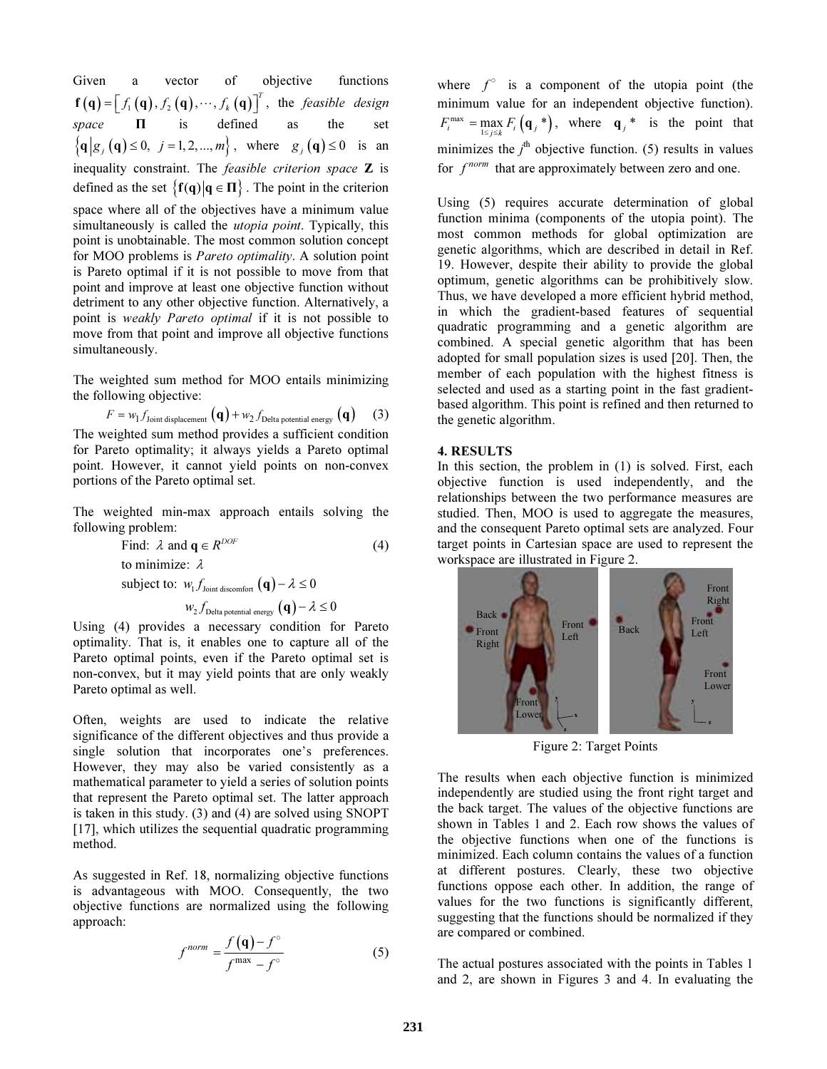Given a vector of objective functions $\mathbf{f}(\mathbf{q}) = \left[ f_1(\mathbf{q}), f_2(\mathbf{q}), \cdots, f_k(\mathbf{q}) \right]^T$, the *feasible design space* $\mathbf{\Pi}$ is defined as the set $\left\{ \mathbf{q} \middle| g_j(\mathbf{q}) \le 0,\ j = 1, 2, ..., m \right\}$, where $g_j(\mathbf{q}) \le 0$ is an inequality constraint. The *feasible criterion space* $\mathbf{Z}$ is defined as the set $\left\{ \mathbf{f}(\mathbf{q}) \middle| \mathbf{q} \in \mathbf{\Pi} \right\}$. The point in the criterion space where all of the objectives have a minimum value simultaneously is called the *utopia point*. Typically, this point is unobtainable. The most common solution concept for MOO problems is *Pareto optimality*. A solution point is Pareto optimal if it is not possible to move from that point and improve at least one objective function without detriment to any other objective function. Alternatively, a point is *weakly Pareto optimal* if it is not possible to move from that point and improve all objective functions simultaneously.

The weighted sum method for MOO entails minimizing the following objective:

$$F = w_1 f_{\text{Joint displacement}}(\mathbf{q}) + w_2 f_{\text{Delta potential energy}}(\mathbf{q}) \quad (3)$$

The weighted sum method provides a sufficient condition for Pareto optimality; it always yields a Pareto optimal point. However, it cannot yield points on non-convex portions of the Pareto optimal set.

The weighted min-max approach entails solving the following problem:

$$\begin{aligned} &\text{Find: } \lambda \text{ and } \mathbf{q} \in R^{DOF} && (4) \\ &\text{to minimize: } \lambda \\ &\text{subject to: } w_1 f_{\text{Joint discomfort}}(\mathbf{q}) - \lambda \le 0 \\ &\qquad\qquad w_2 f_{\text{Delta potential energy}}(\mathbf{q}) - \lambda \le 0 \end{aligned}$$

Using (4) provides a necessary condition for Pareto optimality. That is, it enables one to capture all of the Pareto optimal points, even if the Pareto optimal set is non-convex, but it may yield points that are only weakly Pareto optimal as well.

Often, weights are used to indicate the relative significance of the different objectives and thus provide a single solution that incorporates one's preferences. However, they may also be varied consistently as a mathematical parameter to yield a series of solution points that represent the Pareto optimal set. The latter approach is taken in this study. (3) and (4) are solved using SNOPT [17], which utilizes the sequential quadratic programming method.

As suggested in Ref. 18, normalizing objective functions is advantageous with MOO. Consequently, the two objective functions are normalized using the following approach:

$$f^{norm} = \frac{f(\mathbf{q}) - f^{\circ}}{f^{\max} - f^{\circ}} \quad (5)$$

where $f^{\circ}$ is a component of the utopia point (the minimum value for an independent objective function). $F_i^{\max} = \max\limits_{1 \le j \le k} F_i(\mathbf{q}_j{}^*)$, where $\mathbf{q}_j{}^*$ is the point that minimizes the $j^{\text{th}}$ objective function. (5) results in values for $f^{norm}$ that are approximately between zero and one.

Using (5) requires accurate determination of global function minima (components of the utopia point). The most common methods for global optimization are genetic algorithms, which are described in detail in Ref. 19. However, despite their ability to provide the global optimum, genetic algorithms can be prohibitively slow. Thus, we have developed a more efficient hybrid method, in which the gradient-based features of sequential quadratic programming and a genetic algorithm are combined. A special genetic algorithm that has been adopted for small population sizes is used [20]. Then, the member of each population with the highest fitness is selected and used as a starting point in the fast gradient-based algorithm. This point is refined and then returned to the genetic algorithm.

## 4. RESULTS

In this section, the problem in (1) is solved. First, each objective function is used independently, and the relationships between the two performance measures are studied. Then, MOO is used to aggregate the measures, and the consequent Pareto optimal sets are analyzed. Four target points in Cartesian space are used to represent the workspace are illustrated in Figure 2.

Figure 2: Target Points

The results when each objective function is minimized independently are studied using the front right target and the back target. The values of the objective functions are shown in Tables 1 and 2. Each row shows the values of the objective functions when one of the functions is minimized. Each column contains the values of a function at different postures. Clearly, these two objective functions oppose each other. In addition, the range of values for the two functions is significantly different, suggesting that the functions should be normalized if they are compared or combined.

The actual postures associated with the points in Tables 1 and 2, are shown in Figures 3 and 4. In evaluating the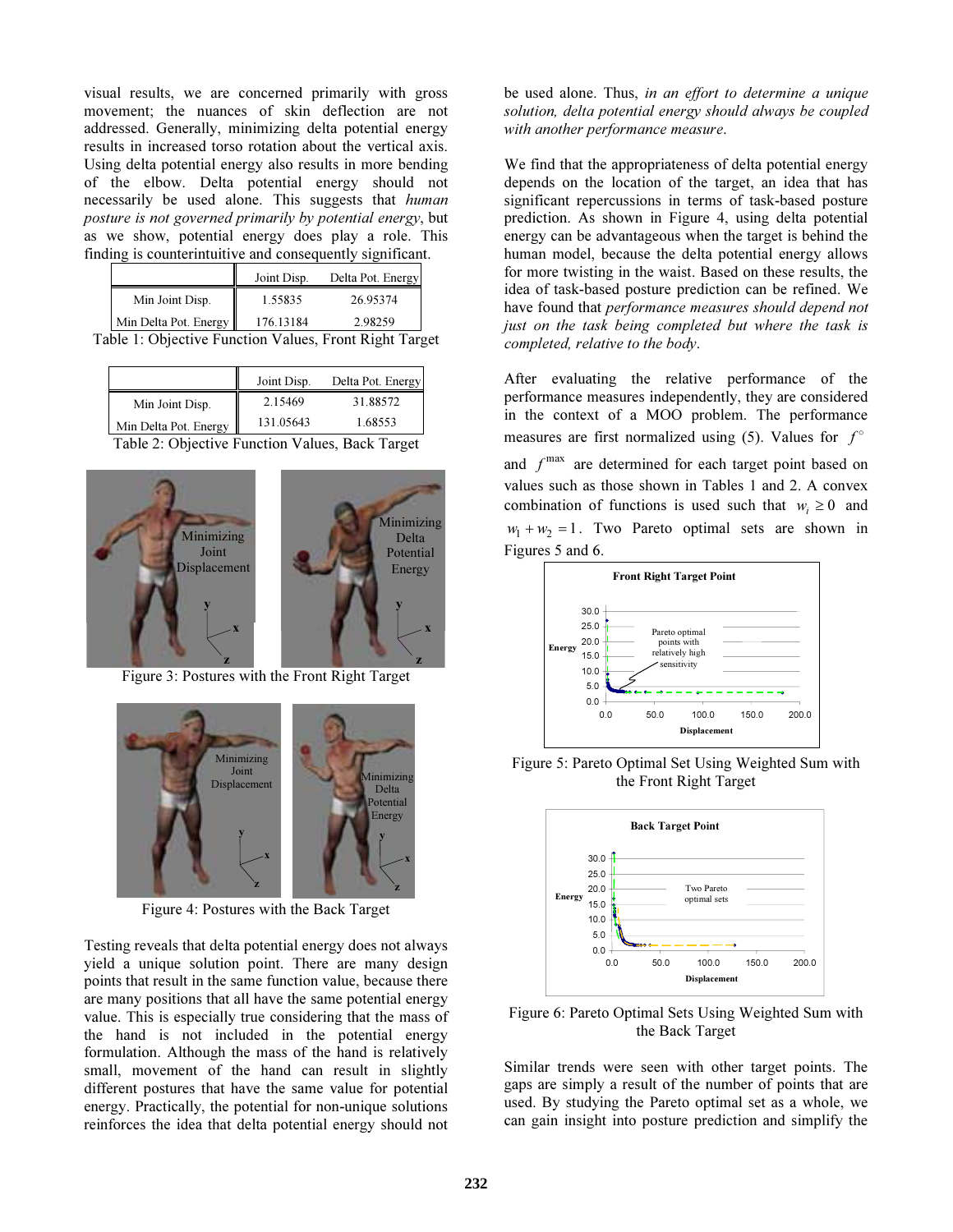visual results, we are concerned primarily with gross movement; the nuances of skin deflection are not addressed. Generally, minimizing delta potential energy results in increased torso rotation about the vertical axis. Using delta potential energy also results in more bending of the elbow. Delta potential energy should not necessarily be used alone. This suggests that *human posture is not governed primarily by potential energy*, but as we show, potential energy does play a role. This finding is counterintuitive and consequently significant.

| | Joint Disp. | Delta Pot. Energy |
|---|---|---|
| Min Joint Disp. | 1.55835 | 26.95374 |
| Min Delta Pot. Energy | 176.13184 | 2.98259 |

Table 1: Objective Function Values, Front Right Target

| | Joint Disp. | Delta Pot. Energy |
|---|---|---|
| Min Joint Disp. | 2.15469 | 31.88572 |
| Min Delta Pot. Energy | 131.05643 | 1.68553 |

Table 2: Objective Function Values, Back Target

Figure 3: Postures with the Front Right Target

Figure 4: Postures with the Back Target

Testing reveals that delta potential energy does not always yield a unique solution point. There are many design points that result in the same function value, because there are many positions that all have the same potential energy value. This is especially true considering that the mass of the hand is not included in the potential energy formulation. Although the mass of the hand is relatively small, movement of the hand can result in slightly different postures that have the same value for potential energy. Practically, the potential for non-unique solutions reinforces the idea that delta potential energy should not be used alone. Thus, *in an effort to determine a unique solution, delta potential energy should always be coupled with another performance measure*.

We find that the appropriateness of delta potential energy depends on the location of the target, an idea that has significant repercussions in terms of task-based posture prediction. As shown in Figure 4, using delta potential energy can be advantageous when the target is behind the human model, because the delta potential energy allows for more twisting in the waist. Based on these results, the idea of task-based posture prediction can be refined. We have found that *performance measures should depend not just on the task being completed but where the task is completed, relative to the body*.

After evaluating the relative performance of the performance measures independently, they are considered in the context of a MOO problem. The performance measures are first normalized using (5). Values for $f^{\circ}$ and $f^{\max}$ are determined for each target point based on values such as those shown in Tables 1 and 2. A convex combination of functions is used such that $w_i \geq 0$ and $w_1 + w_2 = 1$. Two Pareto optimal sets are shown in Figures 5 and 6.

Figure 5: Pareto Optimal Set Using Weighted Sum with the Front Right Target

Figure 6: Pareto Optimal Sets Using Weighted Sum with the Back Target

Similar trends were seen with other target points. The gaps are simply a result of the number of points that are used. By studying the Pareto optimal set as a whole, we can gain insight into posture prediction and simplify the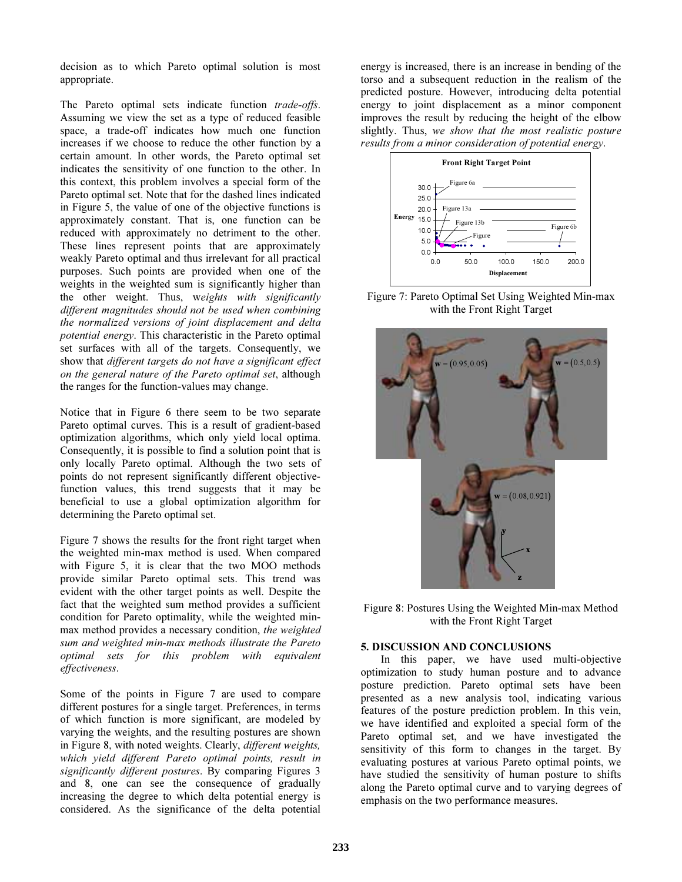decision as to which Pareto optimal solution is most appropriate.

The Pareto optimal sets indicate function *trade-offs*. Assuming we view the set as a type of reduced feasible space, a trade-off indicates how much one function increases if we choose to reduce the other function by a certain amount. In other words, the Pareto optimal set indicates the sensitivity of one function to the other. In this context, this problem involves a special form of the Pareto optimal set. Note that for the dashed lines indicated in Figure 5, the value of one of the objective functions is approximately constant. That is, one function can be reduced with approximately no detriment to the other. These lines represent points that are approximately weakly Pareto optimal and thus irrelevant for all practical purposes. Such points are provided when one of the weights in the weighted sum is significantly higher than the other weight. Thus, *weights with significantly different magnitudes should not be used when combining the normalized versions of joint displacement and delta potential energy*. This characteristic in the Pareto optimal set surfaces with all of the targets. Consequently, we show that *different targets do not have a significant effect on the general nature of the Pareto optimal set*, although the ranges for the function-values may change.

Notice that in Figure 6 there seem to be two separate Pareto optimal curves. This is a result of gradient-based optimization algorithms, which only yield local optima. Consequently, it is possible to find a solution point that is only locally Pareto optimal. Although the two sets of points do not represent significantly different objective-function values, this trend suggests that it may be beneficial to use a global optimization algorithm for determining the Pareto optimal set.

Figure 7 shows the results for the front right target when the weighted min-max method is used. When compared with Figure 5, it is clear that the two MOO methods provide similar Pareto optimal sets. This trend was evident with the other target points as well. Despite the fact that the weighted sum method provides a sufficient condition for Pareto optimality, while the weighted min-max method provides a necessary condition, *the weighted sum and weighted min-max methods illustrate the Pareto optimal sets for this problem with equivalent effectiveness*.

Some of the points in Figure 7 are used to compare different postures for a single target. Preferences, in terms of which function is more significant, are modeled by varying the weights, and the resulting postures are shown in Figure 8, with noted weights. Clearly, *different weights, which yield different Pareto optimal points, result in significantly different postures*. By comparing Figures 3 and 8, one can see the consequence of gradually increasing the degree to which delta potential energy is considered. As the significance of the delta potential energy is increased, there is an increase in bending of the torso and a subsequent reduction in the realism of the predicted posture. However, introducing delta potential energy to joint displacement as a minor component improves the result by reducing the height of the elbow slightly. Thus, *we show that the most realistic posture results from a minor consideration of potential energy*.

Figure 7: Pareto Optimal Set Using Weighted Min-max with the Front Right Target

Figure 8: Postures Using the Weighted Min-max Method with the Front Right Target

## 5. DISCUSSION AND CONCLUSIONS

In this paper, we have used multi-objective optimization to study human posture and to advance posture prediction. Pareto optimal sets have been presented as a new analysis tool, indicating various features of the posture prediction problem. In this vein, we have identified and exploited a special form of the Pareto optimal set, and we have investigated the sensitivity of this form to changes in the target. By evaluating postures at various Pareto optimal points, we have studied the sensitivity of human posture to shifts along the Pareto optimal curve and to varying degrees of emphasis on the two performance measures.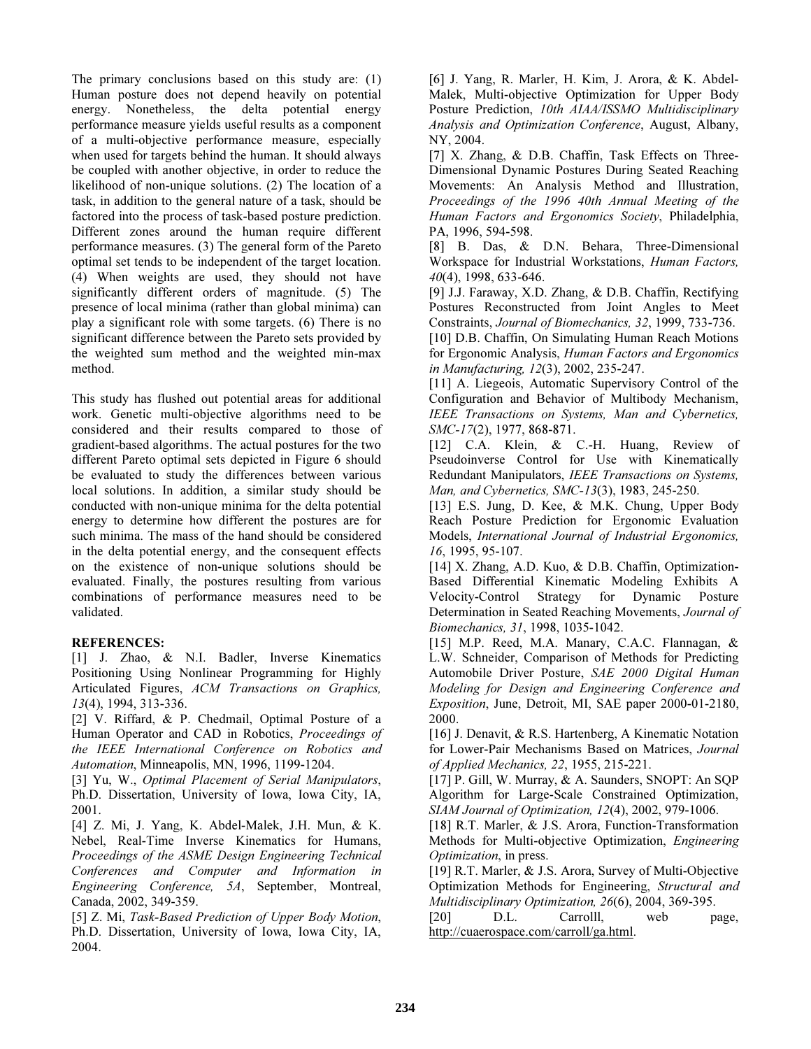The primary conclusions based on this study are: (1) Human posture does not depend heavily on potential energy. Nonetheless, the delta potential energy performance measure yields useful results as a component of a multi-objective performance measure, especially when used for targets behind the human. It should always be coupled with another objective, in order to reduce the likelihood of non-unique solutions. (2) The location of a task, in addition to the general nature of a task, should be factored into the process of task-based posture prediction. Different zones around the human require different performance measures. (3) The general form of the Pareto optimal set tends to be independent of the target location. (4) When weights are used, they should not have significantly different orders of magnitude. (5) The presence of local minima (rather than global minima) can play a significant role with some targets. (6) There is no significant difference between the Pareto sets provided by the weighted sum method and the weighted min-max method.

This study has flushed out potential areas for additional work. Genetic multi-objective algorithms need to be considered and their results compared to those of gradient-based algorithms. The actual postures for the two different Pareto optimal sets depicted in Figure 6 should be evaluated to study the differences between various local solutions. In addition, a similar study should be conducted with non-unique minima for the delta potential energy to determine how different the postures are for such minima. The mass of the hand should be considered in the delta potential energy, and the consequent effects on the existence of non-unique solutions should be evaluated. Finally, the postures resulting from various combinations of performance measures need to be validated.

**REFERENCES:**

[1] J. Zhao, & N.I. Badler, Inverse Kinematics Positioning Using Nonlinear Programming for Highly Articulated Figures, *ACM Transactions on Graphics, 13*(4), 1994, 313-336.

[2] V. Riffard, & P. Chedmail, Optimal Posture of a Human Operator and CAD in Robotics, *Proceedings of the IEEE International Conference on Robotics and Automation*, Minneapolis, MN, 1996, 1199-1204.

[3] Yu, W., *Optimal Placement of Serial Manipulators*, Ph.D. Dissertation, University of Iowa, Iowa City, IA, 2001.

[4] Z. Mi, J. Yang, K. Abdel-Malek, J.H. Mun, & K. Nebel, Real-Time Inverse Kinematics for Humans, *Proceedings of the ASME Design Engineering Technical Conferences and Computer and Information in Engineering Conference, 5A*, September, Montreal, Canada, 2002, 349-359.

[5] Z. Mi, *Task-Based Prediction of Upper Body Motion*, Ph.D. Dissertation, University of Iowa, Iowa City, IA, 2004.

[6] J. Yang, R. Marler, H. Kim, J. Arora, & K. Abdel-Malek, Multi-objective Optimization for Upper Body Posture Prediction, *10th AIAA/ISSMO Multidisciplinary Analysis and Optimization Conference*, August, Albany, NY, 2004.

[7] X. Zhang, & D.B. Chaffin, Task Effects on Three-Dimensional Dynamic Postures During Seated Reaching Movements: An Analysis Method and Illustration, *Proceedings of the 1996 40th Annual Meeting of the Human Factors and Ergonomics Society*, Philadelphia, PA, 1996, 594-598.

[8] B. Das, & D.N. Behara, Three-Dimensional Workspace for Industrial Workstations, *Human Factors, 40*(4), 1998, 633-646.

[9] J.J. Faraway, X.D. Zhang, & D.B. Chaffin, Rectifying Postures Reconstructed from Joint Angles to Meet Constraints, *Journal of Biomechanics, 32*, 1999, 733-736.

[10] D.B. Chaffin, On Simulating Human Reach Motions for Ergonomic Analysis, *Human Factors and Ergonomics in Manufacturing, 12*(3), 2002, 235-247.

[11] A. Liegeois, Automatic Supervisory Control of the Configuration and Behavior of Multibody Mechanism, *IEEE Transactions on Systems, Man and Cybernetics, SMC-17*(2), 1977, 868-871.

[12] C.A. Klein, & C.-H. Huang, Review of Pseudoinverse Control for Use with Kinematically Redundant Manipulators, *IEEE Transactions on Systems, Man, and Cybernetics, SMC-13*(3), 1983, 245-250.

[13] E.S. Jung, D. Kee, & M.K. Chung, Upper Body Reach Posture Prediction for Ergonomic Evaluation Models, *International Journal of Industrial Ergonomics, 16*, 1995, 95-107.

[14] X. Zhang, A.D. Kuo, & D.B. Chaffin, Optimization-Based Differential Kinematic Modeling Exhibits A Velocity-Control Strategy for Dynamic Posture Determination in Seated Reaching Movements, *Journal of Biomechanics, 31*, 1998, 1035-1042.

[15] M.P. Reed, M.A. Manary, C.A.C. Flannagan, & L.W. Schneider, Comparison of Methods for Predicting Automobile Driver Posture, *SAE 2000 Digital Human Modeling for Design and Engineering Conference and Exposition*, June, Detroit, MI, SAE paper 2000-01-2180, 2000.

[16] J. Denavit, & R.S. Hartenberg, A Kinematic Notation for Lower-Pair Mechanisms Based on Matrices, *Journal of Applied Mechanics, 22*, 1955, 215-221.

[17] P. Gill, W. Murray, & A. Saunders, SNOPT: An SQP Algorithm for Large-Scale Constrained Optimization, *SIAM Journal of Optimization, 12*(4), 2002, 979-1006.

[18] R.T. Marler, & J.S. Arora, Function-Transformation Methods for Multi-objective Optimization, *Engineering Optimization*, in press.

[19] R.T. Marler, & J.S. Arora, Survey of Multi-Objective Optimization Methods for Engineering, *Structural and Multidisciplinary Optimization, 26*(6), 2004, 369-395.

[20] D.L. Carrolll, web page, http://cuaerospace.com/carroll/ga.html.